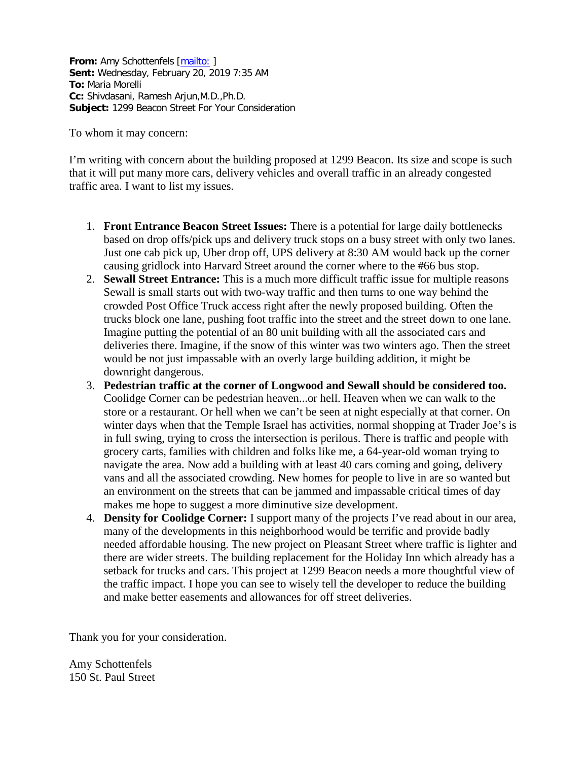**From:** Amy Schottenfels [mailto: ]
**Sent:** Wednesday, February 20, 2019 7:35 AM
**To:** Maria Morelli
**Cc:** Shivdasani, Ramesh Arjun,M.D.,Ph.D.
**Subject:** 1299 Beacon Street For Your Consideration

To whom it may concern:

I'm writing with concern about the building proposed at 1299 Beacon. Its size and scope is such that it will put many more cars, delivery vehicles and overall traffic in an already congested traffic area. I want to list my issues.

1. **Front Entrance Beacon Street Issues:** There is a potential for large daily bottlenecks based on drop offs/pick ups and delivery truck stops on a busy street with only two lanes. Just one cab pick up, Uber drop off, UPS delivery at 8:30 AM would back up the corner causing gridlock into Harvard Street around the corner where to the #66 bus stop.
2. **Sewall Street Entrance:** This is a much more difficult traffic issue for multiple reasons Sewall is small starts out with two-way traffic and then turns to one way behind the crowded Post Office Truck access right after the newly proposed building. Often the trucks block one lane, pushing foot traffic into the street and the street down to one lane. Imagine putting the potential of an 80 unit building with all the associated cars and deliveries there. Imagine, if the snow of this winter was two winters ago. Then the street would be not just impassable with an overly large building addition, it might be downright dangerous.
3. **Pedestrian traffic at the corner of Longwood and Sewall should be considered too.** Coolidge Corner can be pedestrian heaven...or hell. Heaven when we can walk to the store or a restaurant. Or hell when we can't be seen at night especially at that corner. On winter days when that the Temple Israel has activities, normal shopping at Trader Joe's is in full swing, trying to cross the intersection is perilous. There is traffic and people with grocery carts, families with children and folks like me, a 64-year-old woman trying to navigate the area. Now add a building with at least 40 cars coming and going, delivery vans and all the associated crowding. New homes for people to live in are so wanted but an environment on the streets that can be jammed and impassable critical times of day makes me hope to suggest a more diminutive size development.
4. **Density for Coolidge Corner:** I support many of the projects I've read about in our area, many of the developments in this neighborhood would be terrific and provide badly needed affordable housing. The new project on Pleasant Street where traffic is lighter and there are wider streets. The building replacement for the Holiday Inn which already has a setback for trucks and cars. This project at 1299 Beacon needs a more thoughtful view of the traffic impact. I hope you can see to wisely tell the developer to reduce the building and make better easements and allowances for off street deliveries.

Thank you for your consideration.

Amy Schottenfels
150 St. Paul Street